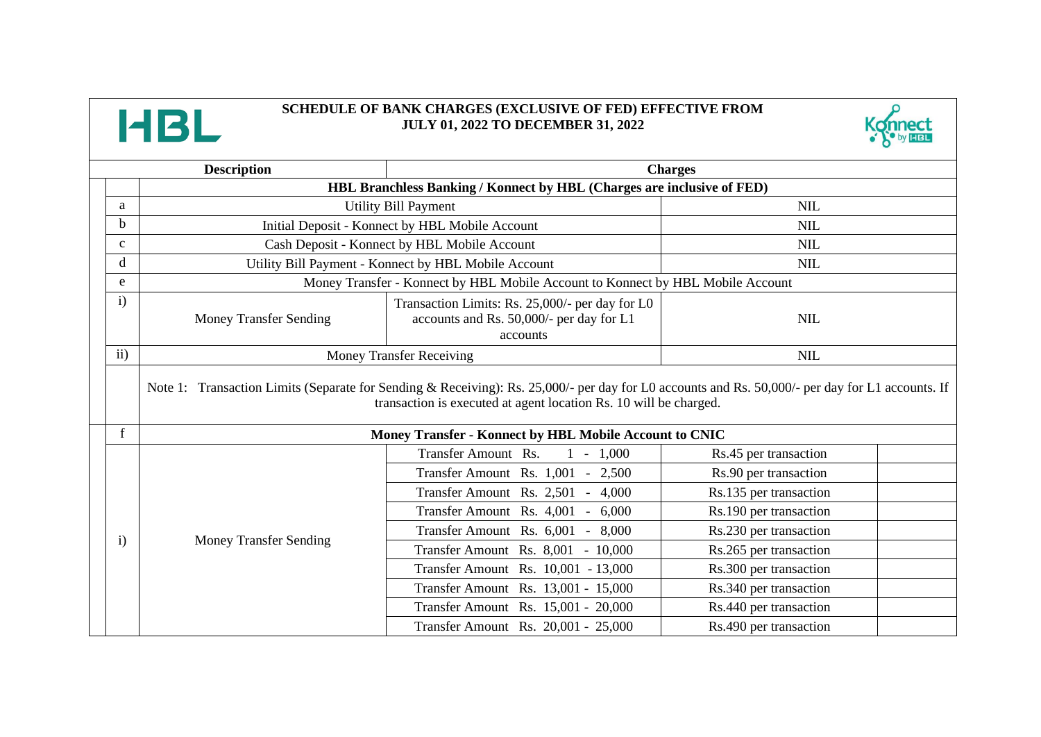# SCHEDULE OF BANK CHARGES (EXCLUSIVE OF FED) EFFECTIVE FROM JULY 01, 2022 TO DECEMBER 31, 2022

| | Description | | Charges | |
|---|---|---|---|---|
| | **HBL Branchless Banking / Konnect by HBL (Charges are inclusive of FED)** | | | |
| a | Utility Bill Payment | | NIL | |
| b | Initial Deposit - Konnect by HBL Mobile Account | | NIL | |
| c | Cash Deposit - Konnect by HBL Mobile Account | | NIL | |
| d | Utility Bill Payment - Konnect by HBL Mobile Account | | NIL | |
| e | Money Transfer - Konnect by HBL Mobile Account to Konnect by HBL Mobile Account | | | |
| i) | Money Transfer Sending | Transaction Limits: Rs. 25,000/- per day for L0 accounts and Rs. 50,000/- per day for L1 accounts | NIL | |
| ii) | Money Transfer Receiving | | NIL | |
| | Note 1: Transaction Limits (Separate for Sending & Receiving): Rs. 25,000/- per day for L0 accounts and Rs. 50,000/- per day for L1 accounts. If transaction is executed at agent location Rs. 10 will be charged. | | | |
| f | **Money Transfer - Konnect by HBL Mobile Account to CNIC** | | | |
| i) | Money Transfer Sending | Transfer Amount Rs. 1 - 1,000 | Rs.45 per transaction | |
| | | Transfer Amount Rs. 1,001 - 2,500 | Rs.90 per transaction | |
| | | Transfer Amount Rs. 2,501 - 4,000 | Rs.135 per transaction | |
| | | Transfer Amount Rs. 4,001 - 6,000 | Rs.190 per transaction | |
| | | Transfer Amount Rs. 6,001 - 8,000 | Rs.230 per transaction | |
| | | Transfer Amount Rs. 8,001 - 10,000 | Rs.265 per transaction | |
| | | Transfer Amount Rs. 10,001 - 13,000 | Rs.300 per transaction | |
| | | Transfer Amount Rs. 13,001 - 15,000 | Rs.340 per transaction | |
| | | Transfer Amount Rs. 15,001 - 20,000 | Rs.440 per transaction | |
| | | Transfer Amount Rs. 20,001 - 25,000 | Rs.490 per transaction | |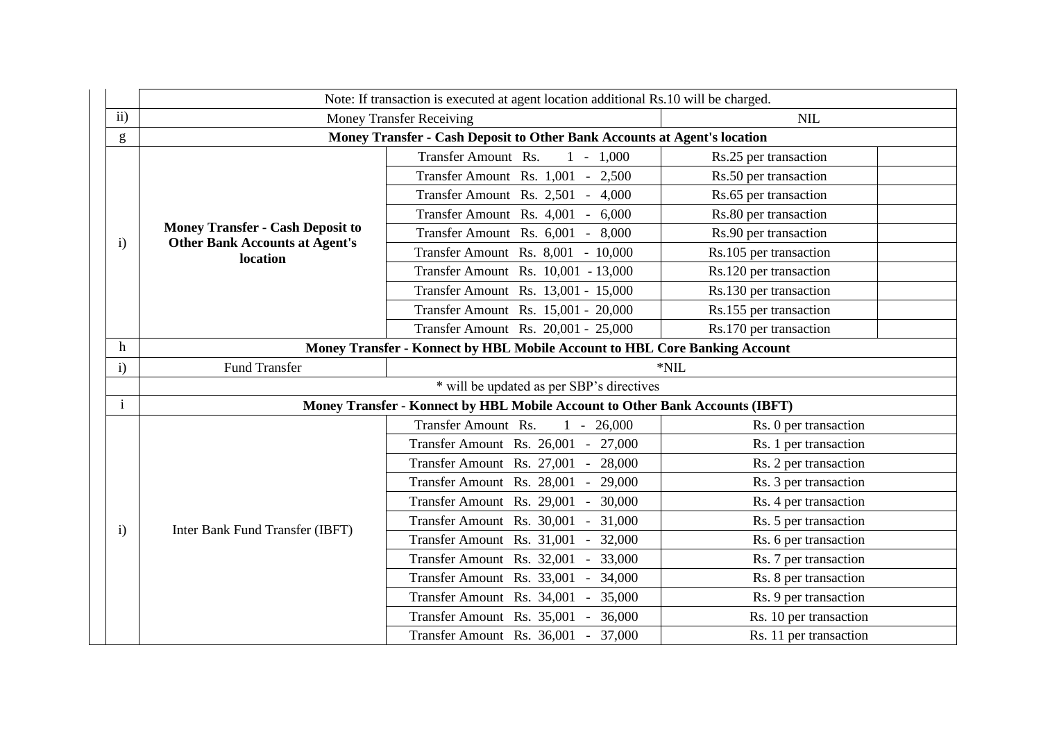| | | | | |
|---|---|---|---|---|
| | Note: If transaction is executed at agent location additional Rs.10 will be charged. | | | |
| ii) | Money Transfer Receiving | | NIL | |
| g | **Money Transfer - Cash Deposit to Other Bank Accounts at Agent's location** | | | |
| i) | **Money Transfer - Cash Deposit to Other Bank Accounts at Agent's location** | Transfer Amount Rs. 1 - 1,000 | Rs.25 per transaction | |
| | | Transfer Amount Rs. 1,001 - 2,500 | Rs.50 per transaction | |
| | | Transfer Amount Rs. 2,501 - 4,000 | Rs.65 per transaction | |
| | | Transfer Amount Rs. 4,001 - 6,000 | Rs.80 per transaction | |
| | | Transfer Amount Rs. 6,001 - 8,000 | Rs.90 per transaction | |
| | | Transfer Amount Rs. 8,001 - 10,000 | Rs.105 per transaction | |
| | | Transfer Amount Rs. 10,001 - 13,000 | Rs.120 per transaction | |
| | | Transfer Amount Rs. 13,001 - 15,000 | Rs.130 per transaction | |
| | | Transfer Amount Rs. 15,001 - 20,000 | Rs.155 per transaction | |
| | | Transfer Amount Rs. 20,001 - 25,000 | Rs.170 per transaction | |
| h | **Money Transfer - Konnect by HBL Mobile Account to HBL Core Banking Account** | | | |
| i) | Fund Transfer | *NIL | | |
| | * will be updated as per SBP's directives | | | |
| i | **Money Transfer - Konnect by HBL Mobile Account to Other Bank Accounts (IBFT)** | | | |
| i) | Inter Bank Fund Transfer (IBFT) | Transfer Amount Rs. 1 - 26,000 | Rs. 0 per transaction | |
| | | Transfer Amount Rs. 26,001 - 27,000 | Rs. 1 per transaction | |
| | | Transfer Amount Rs. 27,001 - 28,000 | Rs. 2 per transaction | |
| | | Transfer Amount Rs. 28,001 - 29,000 | Rs. 3 per transaction | |
| | | Transfer Amount Rs. 29,001 - 30,000 | Rs. 4 per transaction | |
| | | Transfer Amount Rs. 30,001 - 31,000 | Rs. 5 per transaction | |
| | | Transfer Amount Rs. 31,001 - 32,000 | Rs. 6 per transaction | |
| | | Transfer Amount Rs. 32,001 - 33,000 | Rs. 7 per transaction | |
| | | Transfer Amount Rs. 33,001 - 34,000 | Rs. 8 per transaction | |
| | | Transfer Amount Rs. 34,001 - 35,000 | Rs. 9 per transaction | |
| | | Transfer Amount Rs. 35,001 - 36,000 | Rs. 10 per transaction | |
| | | Transfer Amount Rs. 36,001 - 37,000 | Rs. 11 per transaction | |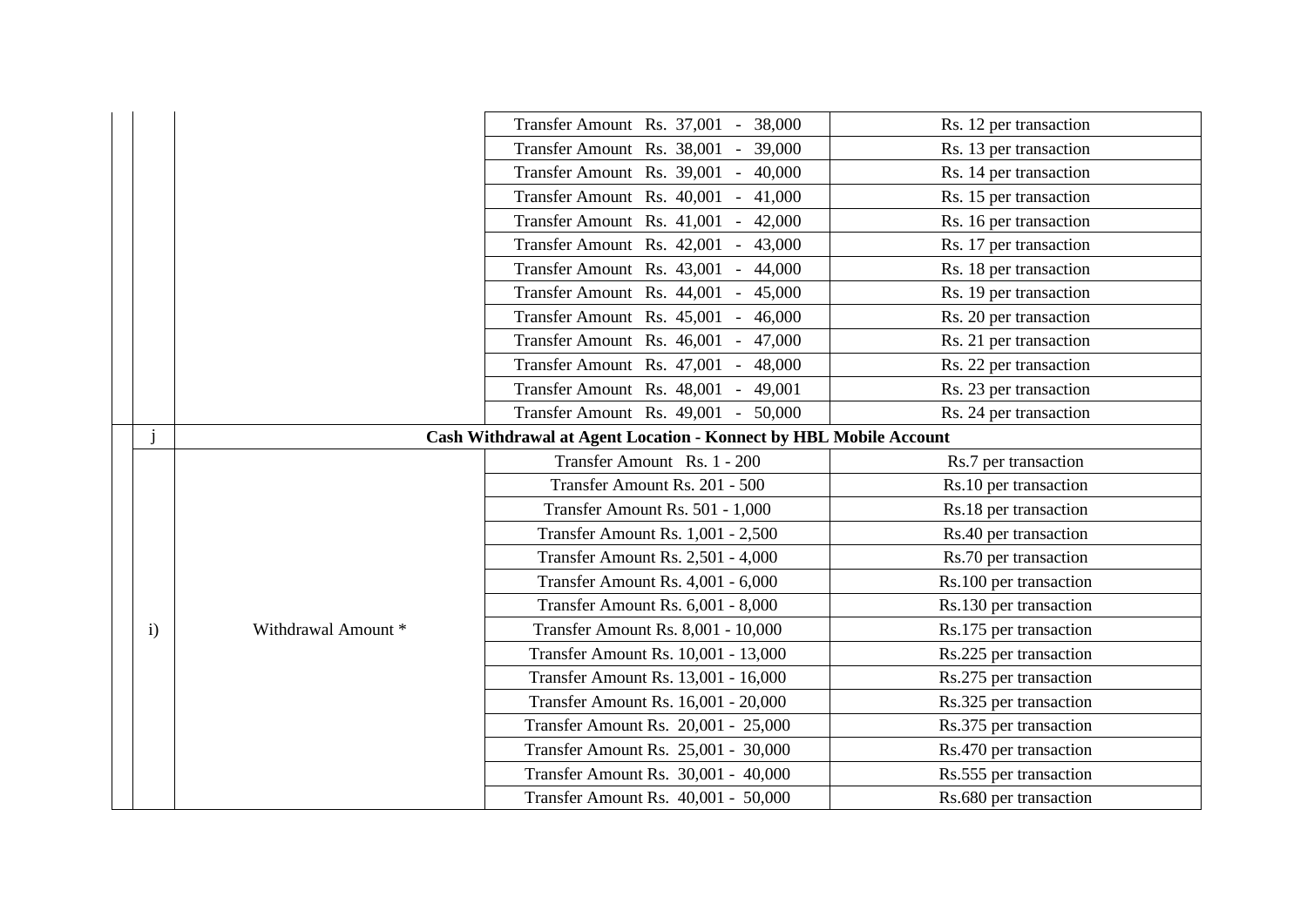|  |  |  |  |
| --- | --- | --- | --- |
|  |  | Transfer Amount Rs. 37,001 - 38,000 | Rs. 12 per transaction |
|  |  | Transfer Amount Rs. 38,001 - 39,000 | Rs. 13 per transaction |
|  |  | Transfer Amount Rs. 39,001 - 40,000 | Rs. 14 per transaction |
|  |  | Transfer Amount Rs. 40,001 - 41,000 | Rs. 15 per transaction |
|  |  | Transfer Amount Rs. 41,001 - 42,000 | Rs. 16 per transaction |
|  |  | Transfer Amount Rs. 42,001 - 43,000 | Rs. 17 per transaction |
|  |  | Transfer Amount Rs. 43,001 - 44,000 | Rs. 18 per transaction |
|  |  | Transfer Amount Rs. 44,001 - 45,000 | Rs. 19 per transaction |
|  |  | Transfer Amount Rs. 45,001 - 46,000 | Rs. 20 per transaction |
|  |  | Transfer Amount Rs. 46,001 - 47,000 | Rs. 21 per transaction |
|  |  | Transfer Amount Rs. 47,001 - 48,000 | Rs. 22 per transaction |
|  |  | Transfer Amount Rs. 48,001 - 49,001 | Rs. 23 per transaction |
|  |  | Transfer Amount Rs. 49,001 - 50,000 | Rs. 24 per transaction |
| j | **Cash Withdrawal at Agent Location - Konnect by HBL Mobile Account** |  |  |
| i) | Withdrawal Amount * | Transfer Amount Rs. 1 - 200 | Rs.7 per transaction |
|  |  | Transfer Amount Rs. 201 - 500 | Rs.10 per transaction |
|  |  | Transfer Amount Rs. 501 - 1,000 | Rs.18 per transaction |
|  |  | Transfer Amount Rs. 1,001 - 2,500 | Rs.40 per transaction |
|  |  | Transfer Amount Rs. 2,501 - 4,000 | Rs.70 per transaction |
|  |  | Transfer Amount Rs. 4,001 - 6,000 | Rs.100 per transaction |
|  |  | Transfer Amount Rs. 6,001 - 8,000 | Rs.130 per transaction |
|  |  | Transfer Amount Rs. 8,001 - 10,000 | Rs.175 per transaction |
|  |  | Transfer Amount Rs. 10,001 - 13,000 | Rs.225 per transaction |
|  |  | Transfer Amount Rs. 13,001 - 16,000 | Rs.275 per transaction |
|  |  | Transfer Amount Rs. 16,001 - 20,000 | Rs.325 per transaction |
|  |  | Transfer Amount Rs. 20,001 - 25,000 | Rs.375 per transaction |
|  |  | Transfer Amount Rs. 25,001 - 30,000 | Rs.470 per transaction |
|  |  | Transfer Amount Rs. 30,001 - 40,000 | Rs.555 per transaction |
|  |  | Transfer Amount Rs. 40,001 - 50,000 | Rs.680 per transaction |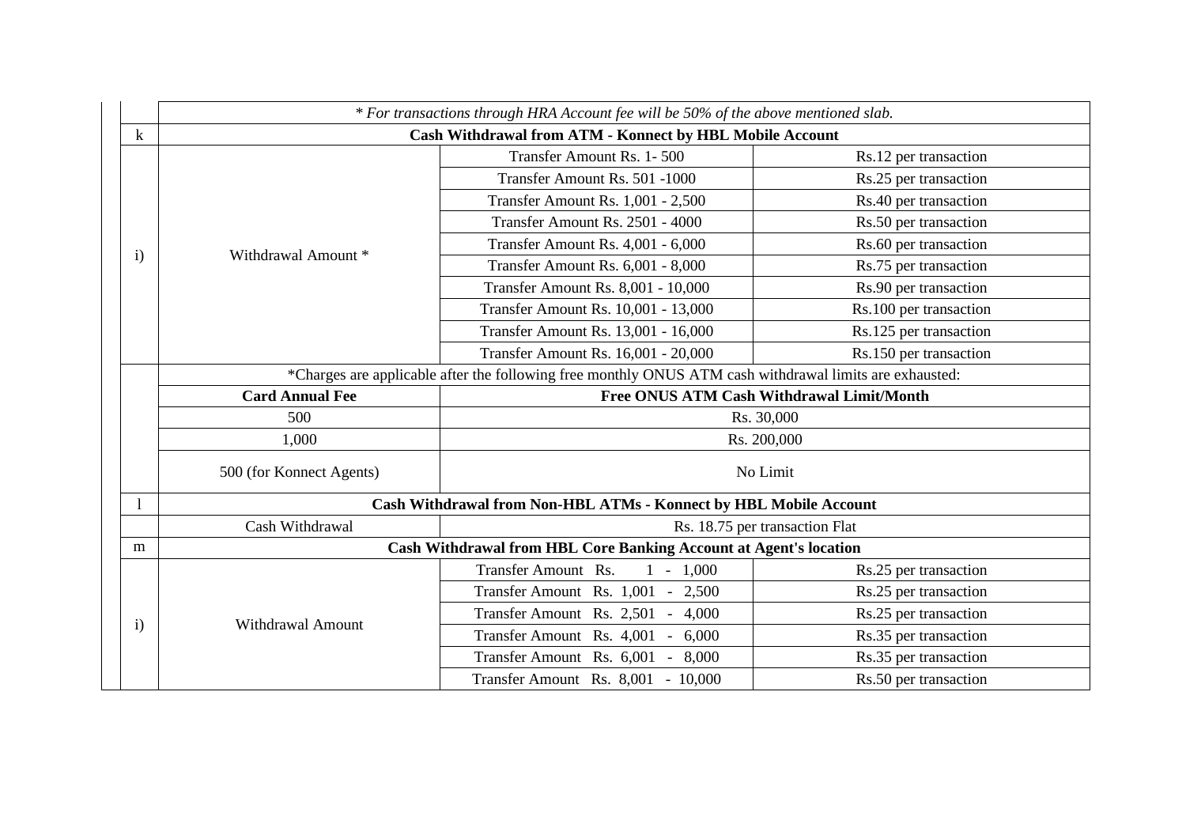| | | | |
|---|---|---|---|
| | *\* For transactions through HRA Account fee will be 50% of the above mentioned slab.* | | |
| k | **Cash Withdrawal from ATM - Konnect by HBL Mobile Account** | | |
| i) | Withdrawal Amount * | Transfer Amount Rs. 1- 500 | Rs.12 per transaction |
| | | Transfer Amount Rs. 501 -1000 | Rs.25 per transaction |
| | | Transfer Amount Rs. 1,001 - 2,500 | Rs.40 per transaction |
| | | Transfer Amount Rs. 2501 - 4000 | Rs.50 per transaction |
| | | Transfer Amount Rs. 4,001 - 6,000 | Rs.60 per transaction |
| | | Transfer Amount Rs. 6,001 - 8,000 | Rs.75 per transaction |
| | | Transfer Amount Rs. 8,001 - 10,000 | Rs.90 per transaction |
| | | Transfer Amount Rs. 10,001 - 13,000 | Rs.100 per transaction |
| | | Transfer Amount Rs. 13,001 - 16,000 | Rs.125 per transaction |
| | | Transfer Amount Rs. 16,001 - 20,000 | Rs.150 per transaction |
| | *Charges are applicable after the following free monthly ONUS ATM cash withdrawal limits are exhausted: | | |
| | **Card Annual Fee** | **Free ONUS ATM Cash Withdrawal Limit/Month** | |
| | 500 | Rs. 30,000 | |
| | 1,000 | Rs. 200,000 | |
| | 500 (for Konnect Agents) | No Limit | |
| l | **Cash Withdrawal from Non-HBL ATMs - Konnect by HBL Mobile Account** | | |
| | Cash Withdrawal | Rs. 18.75 per transaction Flat | |
| m | **Cash Withdrawal from HBL Core Banking Account at Agent's location** | | |
| i) | Withdrawal Amount | Transfer Amount Rs. 1 - 1,000 | Rs.25 per transaction |
| | | Transfer Amount Rs. 1,001 - 2,500 | Rs.25 per transaction |
| | | Transfer Amount Rs. 2,501 - 4,000 | Rs.25 per transaction |
| | | Transfer Amount Rs. 4,001 - 6,000 | Rs.35 per transaction |
| | | Transfer Amount Rs. 6,001 - 8,000 | Rs.35 per transaction |
| | | Transfer Amount Rs. 8,001 - 10,000 | Rs.50 per transaction |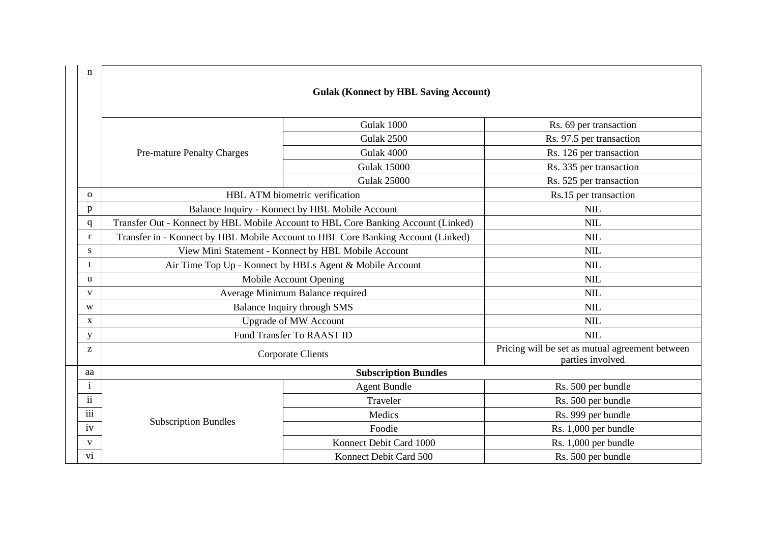| | | | |
|---|---|---|---|
| n | **Gulak (Konnect by HBL Saving Account)** | | |
| | Pre-mature Penalty Charges | Gulak 1000 | Rs. 69 per transaction |
| | | Gulak 2500 | Rs. 97.5 per transaction |
| | | Gulak 4000 | Rs. 126 per transaction |
| | | Gulak 15000 | Rs. 335 per transaction |
| | | Gulak 25000 | Rs. 525 per transaction |
| o | HBL ATM biometric verification | | Rs.15 per transaction |
| p | Balance Inquiry - Konnect by HBL Mobile Account | | NIL |
| q | Transfer Out - Konnect by HBL Mobile Account to HBL Core Banking Account (Linked) | | NIL |
| r | Transfer in - Konnect by HBL Mobile Account to HBL Core Banking Account (Linked) | | NIL |
| s | View Mini Statement - Konnect by HBL Mobile Account | | NIL |
| t | Air Time Top Up - Konnect by HBLs Agent & Mobile Account | | NIL |
| u | Mobile Account Opening | | NIL |
| v | Average Minimum Balance required | | NIL |
| w | Balance Inquiry through SMS | | NIL |
| x | Upgrade of MW Account | | NIL |
| y | Fund Transfer To RAAST ID | | NIL |
| z | Corporate Clients | | Pricing will be set as mutual agreement between parties involved |
| aa | **Subscription Bundles** | | |
| i | Subscription Bundles | Agent Bundle | Rs. 500 per bundle |
| ii | | Traveler | Rs. 500 per bundle |
| iii | | Medics | Rs. 999 per bundle |
| iv | | Foodie | Rs. 1,000 per bundle |
| v | | Konnect Debit Card 1000 | Rs. 1,000 per bundle |
| vi | | Konnect Debit Card 500 | Rs. 500 per bundle |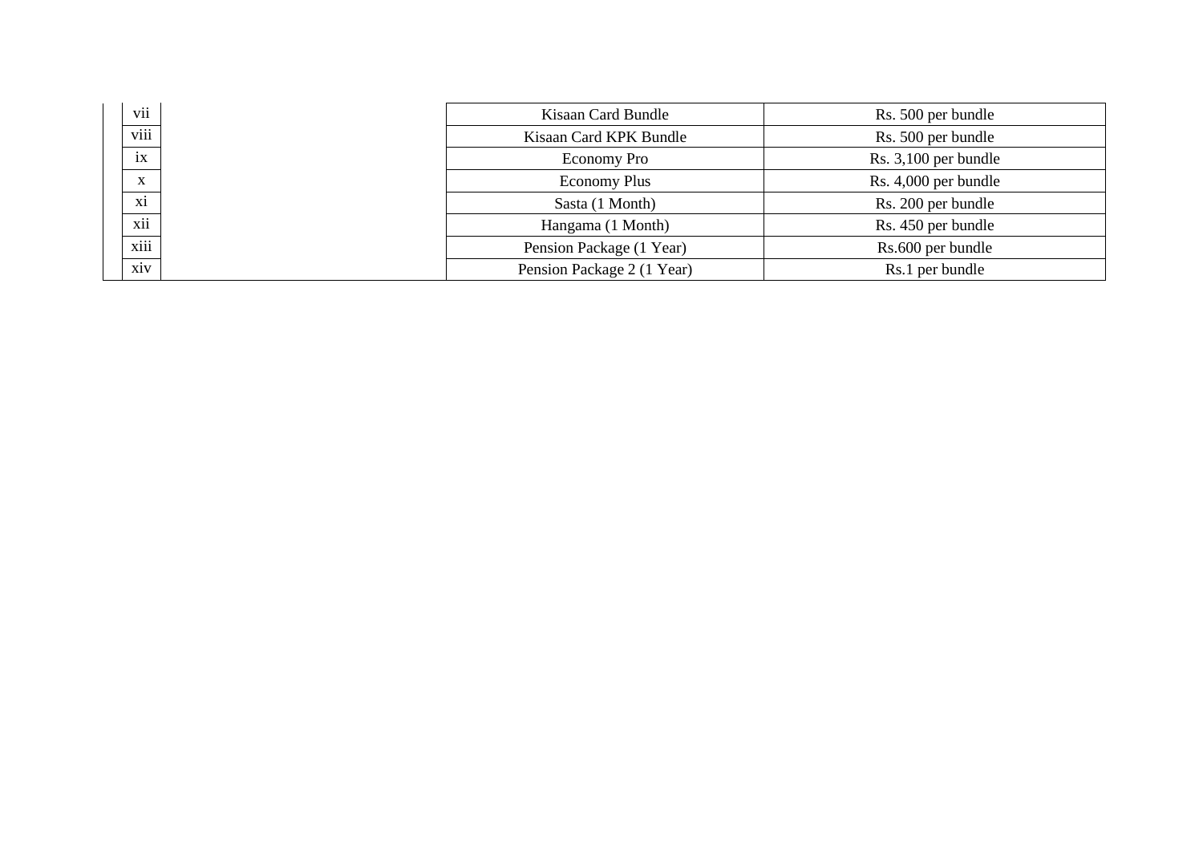| | | | | |
|---|---|---|---|---|
| | vii | | Kisaan Card Bundle | Rs. 500 per bundle |
| | viii | | Kisaan Card KPK Bundle | Rs. 500 per bundle |
| | ix | | Economy Pro | Rs. 3,100 per bundle |
| | x | | Economy Plus | Rs. 4,000 per bundle |
| | xi | | Sasta (1 Month) | Rs. 200 per bundle |
| | xii | | Hangama (1 Month) | Rs. 450 per bundle |
| | xiii | | Pension Package (1 Year) | Rs.600 per bundle |
| | xiv | | Pension Package 2 (1 Year) | Rs.1 per bundle |